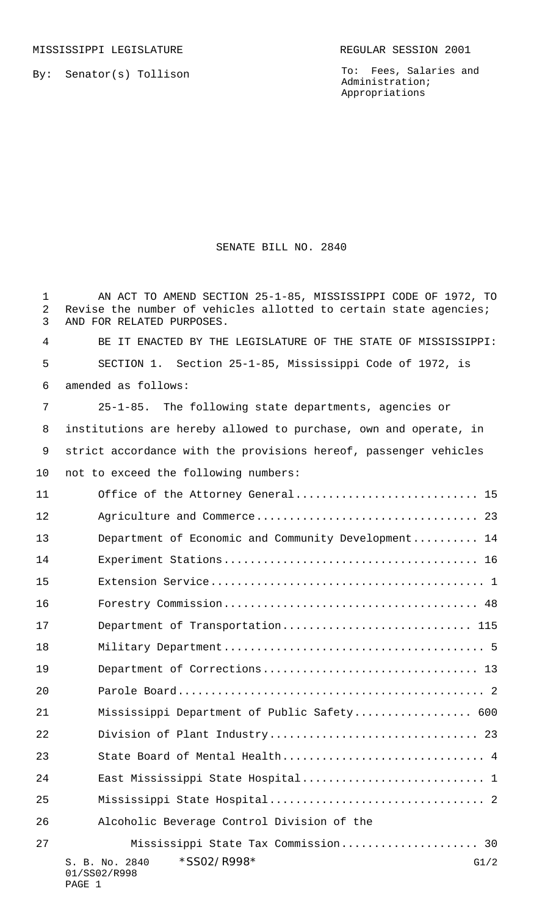MISSISSIPPI LEGISLATURE REGULAR SESSION 2001

By: Senator(s) Tollison

To: Fees, Salaries and Administration; Appropriations

# SENATE BILL NO. 2840

AN ACT TO AMEND SECTION 25-1-85, MISSISSIPPI CODE OF 1972, TO Revise the number of vehicles allotted to certain state agencies; AND FOR RELATED PURPOSES.

BE IT ENACTED BY THE LEGISLATURE OF THE STATE OF MISSISSIPPI:

SECTION 1. Section 25-1-85, Mississippi Code of 1972, is amended as follows:

25-1-85. The following state departments, agencies or institutions are hereby allowed to purchase, own and operate, in strict accordance with the provisions hereof, passenger vehicles not to exceed the following numbers:

Office of the Attorney General............................ 15

Agriculture and Commerce.................................. 23

Department of Economic and Community Development.......... 14

Experiment Stations....................................... 16

Extension Service.......................................... 1

Forestry Commission....................................... 48

Department of Transportation............................. 115

Military Department........................................ 5

Department of Corrections................................. 13

Parole Board............................................... 2

Mississippi Department of Public Safety.................. 600

Division of Plant Industry................................ 23

State Board of Mental Health............................... 4

East Mississippi State Hospital............................ 1

Mississippi State Hospital................................. 2

Alcoholic Beverage Control Division of the Mississippi State Tax Commission..................... 30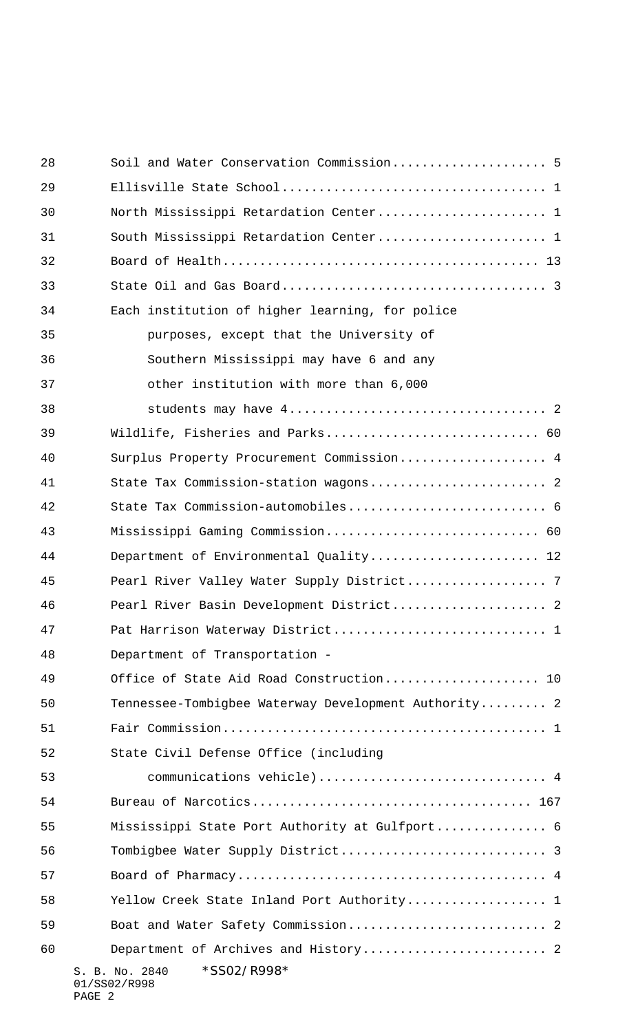| | |
|---|---|
| Soil and Water Conservation Commission | 5 |
| Ellisville State School | 1 |
| North Mississippi Retardation Center | 1 |
| South Mississippi Retardation Center | 1 |
| Board of Health | 13 |
| State Oil and Gas Board | 3 |
| Each institution of higher learning, for police purposes, except that the University of Southern Mississippi may have 6 and any other institution with more than 6,000 students may have 4 | 2 |
| Wildlife, Fisheries and Parks | 60 |
| Surplus Property Procurement Commission | 4 |
| State Tax Commission-station wagons | 2 |
| State Tax Commission-automobiles | 6 |
| Mississippi Gaming Commission | 60 |
| Department of Environmental Quality | 12 |
| Pearl River Valley Water Supply District | 7 |
| Pearl River Basin Development District | 2 |
| Pat Harrison Waterway District | 1 |
| Department of Transportation - Office of State Aid Road Construction | 10 |
| Tennessee-Tombigbee Waterway Development Authority | 2 |
| Fair Commission | 1 |
| State Civil Defense Office (including communications vehicle) | 4 |
| Bureau of Narcotics | 167 |
| Mississippi State Port Authority at Gulfport | 6 |
| Tombigbee Water Supply District | 3 |
| Board of Pharmacy | 4 |
| Yellow Creek State Inland Port Authority | 1 |
| Boat and Water Safety Commission | 2 |
| Department of Archives and History | 2 |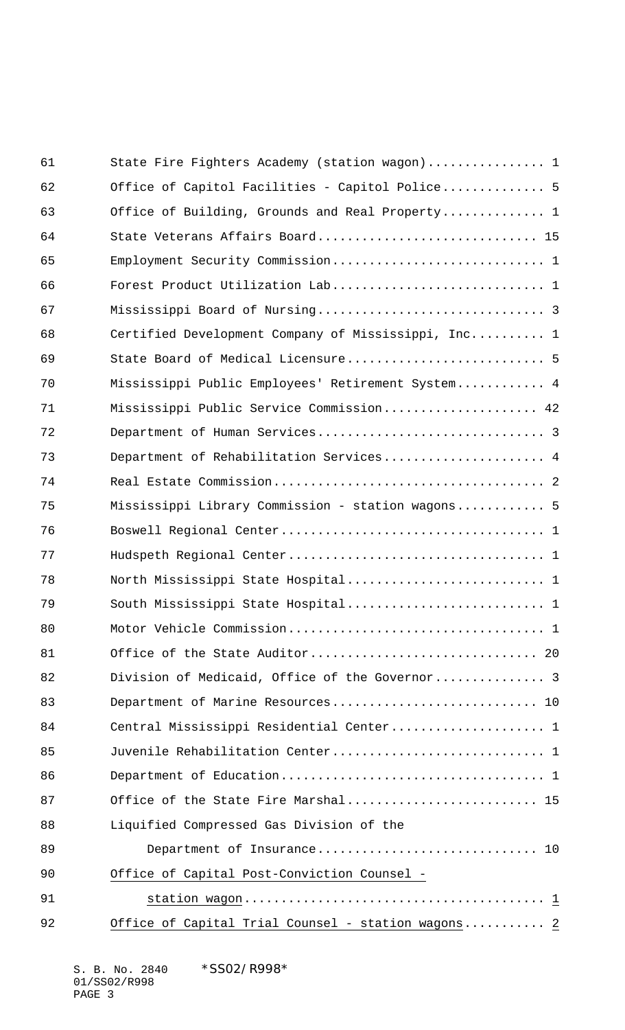State Fire Fighters Academy (station wagon)................ 1
Office of Capitol Facilities - Capitol Police.............. 5
Office of Building, Grounds and Real Property.............. 1
State Veterans Affairs Board.............................. 15
Employment Security Commission............................. 1
Forest Product Utilization Lab............................. 1
Mississippi Board of Nursing............................... 3
Certified Development Company of Mississippi, Inc.......... 1
State Board of Medical Licensure........................... 5
Mississippi Public Employees' Retirement System............ 4
Mississippi Public Service Commission..................... 42
Department of Human Services............................... 3
Department of Rehabilitation Services...................... 4
Real Estate Commission..................................... 2
Mississippi Library Commission - station wagons............ 5
Boswell Regional Center.................................... 1
Hudspeth Regional Center................................... 1
North Mississippi State Hospital........................... 1
South Mississippi State Hospital........................... 1
Motor Vehicle Commission................................... 1
Office of the State Auditor............................... 20
Division of Medicaid, Office of the Governor............... 3
Department of Marine Resources............................ 10
Central Mississippi Residential Center..................... 1
Juvenile Rehabilitation Center............................. 1
Department of Education.................................... 1
Office of the State Fire Marshal.......................... 15
Liquified Compressed Gas Division of the
    Department of Insurance............................... 10
Office of Capital Post-Conviction Counsel -
    station wagon......................................... 1
Office of Capital Trial Counsel - station wagons........... 2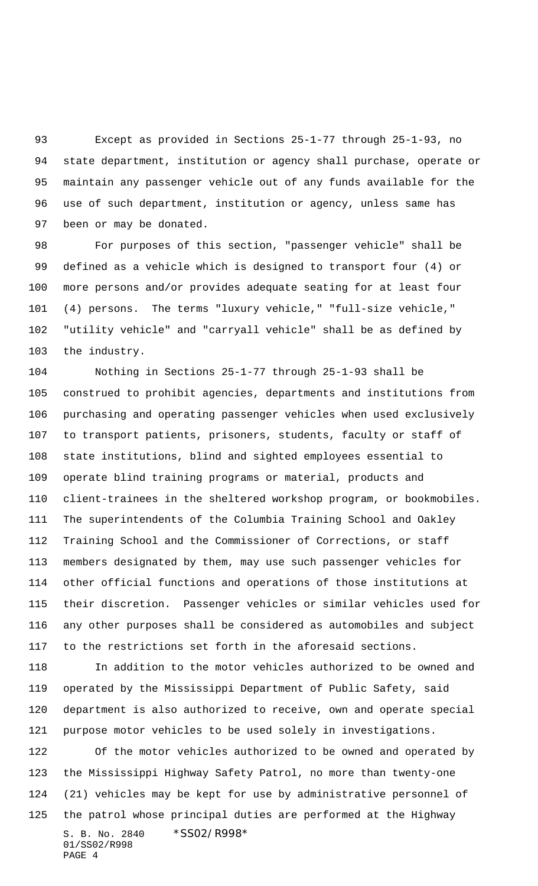Except as provided in Sections 25-1-77 through 25-1-93, no state department, institution or agency shall purchase, operate or maintain any passenger vehicle out of any funds available for the use of such department, institution or agency, unless same has been or may be donated.

For purposes of this section, "passenger vehicle" shall be defined as a vehicle which is designed to transport four (4) or more persons and/or provides adequate seating for at least four (4) persons. The terms "luxury vehicle," "full-size vehicle," "utility vehicle" and "carryall vehicle" shall be as defined by the industry.

Nothing in Sections 25-1-77 through 25-1-93 shall be construed to prohibit agencies, departments and institutions from purchasing and operating passenger vehicles when used exclusively to transport patients, prisoners, students, faculty or staff of state institutions, blind and sighted employees essential to operate blind training programs or material, products and client-trainees in the sheltered workshop program, or bookmobiles. The superintendents of the Columbia Training School and Oakley Training School and the Commissioner of Corrections, or staff members designated by them, may use such passenger vehicles for other official functions and operations of those institutions at their discretion. Passenger vehicles or similar vehicles used for any other purposes shall be considered as automobiles and subject to the restrictions set forth in the aforesaid sections.

In addition to the motor vehicles authorized to be owned and operated by the Mississippi Department of Public Safety, said department is also authorized to receive, own and operate special purpose motor vehicles to be used solely in investigations.

Of the motor vehicles authorized to be owned and operated by the Mississippi Highway Safety Patrol, no more than twenty-one (21) vehicles may be kept for use by administrative personnel of the patrol whose principal duties are performed at the Highway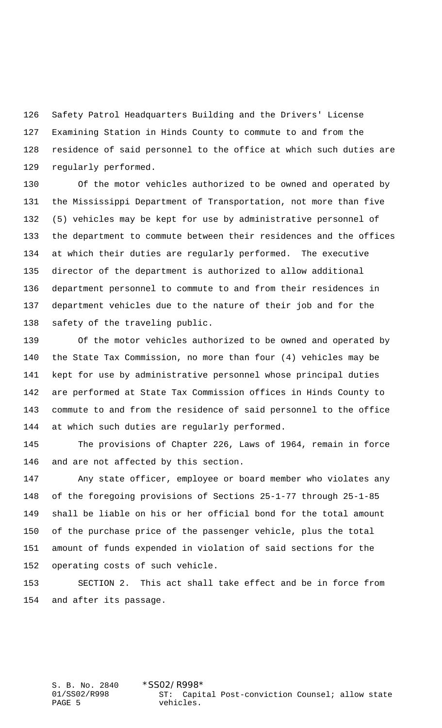Safety Patrol Headquarters Building and the Drivers' License Examining Station in Hinds County to commute to and from the residence of said personnel to the office at which such duties are regularly performed.

Of the motor vehicles authorized to be owned and operated by the Mississippi Department of Transportation, not more than five (5) vehicles may be kept for use by administrative personnel of the department to commute between their residences and the offices at which their duties are regularly performed. The executive director of the department is authorized to allow additional department personnel to commute to and from their residences in department vehicles due to the nature of their job and for the safety of the traveling public.

Of the motor vehicles authorized to be owned and operated by the State Tax Commission, no more than four (4) vehicles may be kept for use by administrative personnel whose principal duties are performed at State Tax Commission offices in Hinds County to commute to and from the residence of said personnel to the office at which such duties are regularly performed.

The provisions of Chapter 226, Laws of 1964, remain in force and are not affected by this section.

Any state officer, employee or board member who violates any of the foregoing provisions of Sections 25-1-77 through 25-1-85 shall be liable on his or her official bond for the total amount of the purchase price of the passenger vehicle, plus the total amount of funds expended in violation of said sections for the operating costs of such vehicle.

SECTION 2. This act shall take effect and be in force from and after its passage.

ST: Capital Post-conviction Counsel; allow state vehicles.